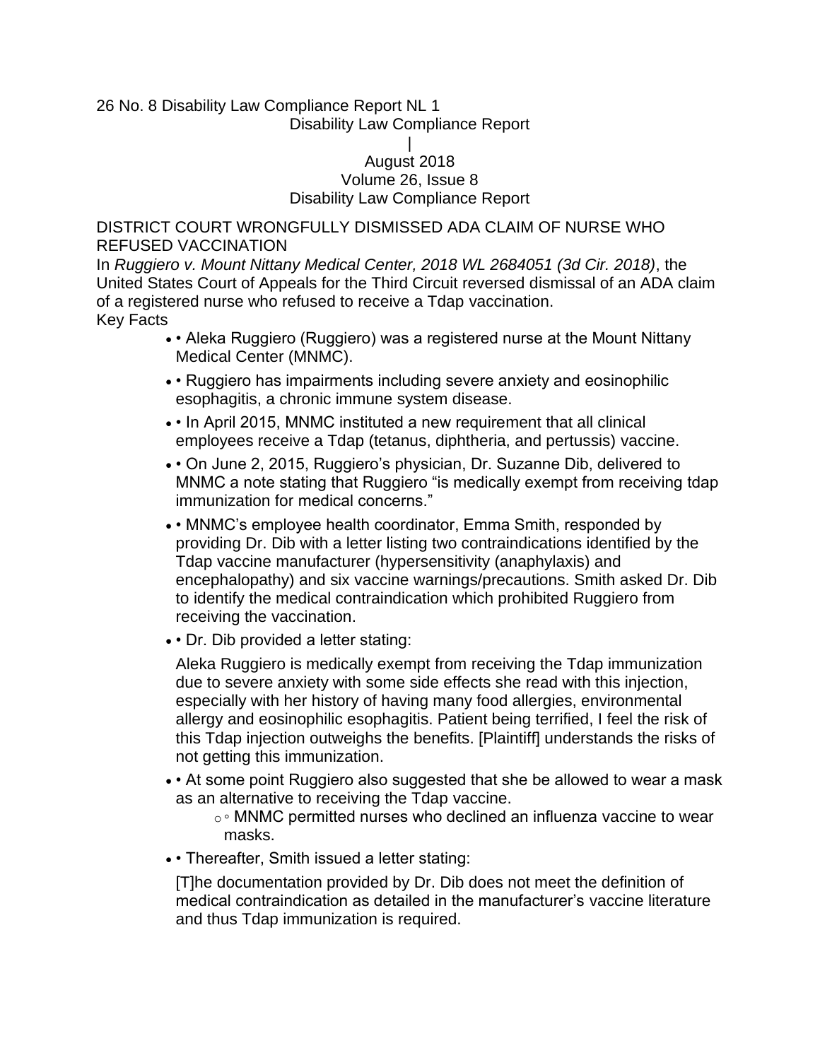26 No. 8 Disability Law Compliance Report NL 1

Disability Law Compliance Report

|

August 2018

Volume 26, Issue 8

Disability Law Compliance Report

## DISTRICT COURT WRONGFULLY DISMISSED ADA CLAIM OF NURSE WHO REFUSED VACCINATION

In *Ruggiero v. Mount Nittany Medical Center, 2018 WL 2684051 (3d Cir. 2018)*, the United States Court of Appeals for the Third Circuit reversed dismissal of an ADA claim of a registered nurse who refused to receive a Tdap vaccination.

Key Facts

- • Aleka Ruggiero (Ruggiero) was a registered nurse at the Mount Nittany Medical Center (MNMC).
- • Ruggiero has impairments including severe anxiety and eosinophilic esophagitis, a chronic immune system disease.
- • In April 2015, MNMC instituted a new requirement that all clinical employees receive a Tdap (tetanus, diphtheria, and pertussis) vaccine.
- • On June 2, 2015, Ruggiero's physician, Dr. Suzanne Dib, delivered to MNMC a note stating that Ruggiero "is medically exempt from receiving tdap immunization for medical concerns."
- • MNMC's employee health coordinator, Emma Smith, responded by providing Dr. Dib with a letter listing two contraindications identified by the Tdap vaccine manufacturer (hypersensitivity (anaphylaxis) and encephalopathy) and six vaccine warnings/precautions. Smith asked Dr. Dib to identify the medical contraindication which prohibited Ruggiero from receiving the vaccination.
- • Dr. Dib provided a letter stating:

  Aleka Ruggiero is medically exempt from receiving the Tdap immunization due to severe anxiety with some side effects she read with this injection, especially with her history of having many food allergies, environmental allergy and eosinophilic esophagitis. Patient being terrified, I feel the risk of this Tdap injection outweighs the benefits. [Plaintiff] understands the risks of not getting this immunization.

- • At some point Ruggiero also suggested that she be allowed to wear a mask as an alternative to receiving the Tdap vaccine.
  - ◦ MNMC permitted nurses who declined an influenza vaccine to wear masks.
- • Thereafter, Smith issued a letter stating:

  [T]he documentation provided by Dr. Dib does not meet the definition of medical contraindication as detailed in the manufacturer's vaccine literature and thus Tdap immunization is required.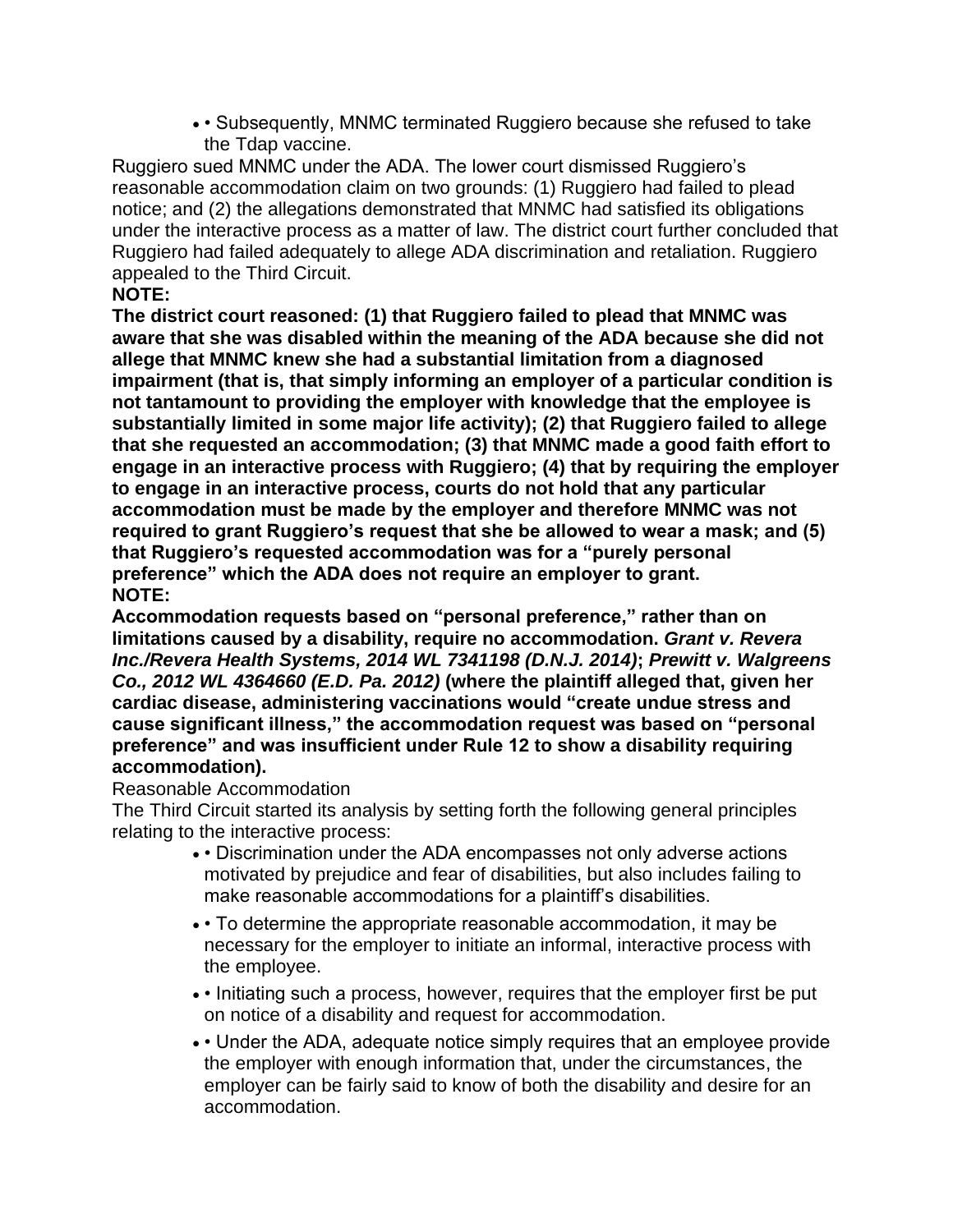- • Subsequently, MNMC terminated Ruggiero because she refused to take the Tdap vaccine.

Ruggiero sued MNMC under the ADA. The lower court dismissed Ruggiero's reasonable accommodation claim on two grounds: (1) Ruggiero had failed to plead notice; and (2) the allegations demonstrated that MNMC had satisfied its obligations under the interactive process as a matter of law. The district court further concluded that Ruggiero had failed adequately to allege ADA discrimination and retaliation. Ruggiero appealed to the Third Circuit.

**NOTE:**

**The district court reasoned: (1) that Ruggiero failed to plead that MNMC was aware that she was disabled within the meaning of the ADA because she did not allege that MNMC knew she had a substantial limitation from a diagnosed impairment (that is, that simply informing an employer of a particular condition is not tantamount to providing the employer with knowledge that the employee is substantially limited in some major life activity); (2) that Ruggiero failed to allege that she requested an accommodation; (3) that MNMC made a good faith effort to engage in an interactive process with Ruggiero; (4) that by requiring the employer to engage in an interactive process, courts do not hold that any particular accommodation must be made by the employer and therefore MNMC was not required to grant Ruggiero's request that she be allowed to wear a mask; and (5) that Ruggiero's requested accommodation was for a "purely personal preference" which the ADA does not require an employer to grant.**

**NOTE:**

**Accommodation requests based on "personal preference," rather than on limitations caused by a disability, require no accommodation. *Grant v. Revera Inc./Revera Health Systems, 2014 WL 7341198 (D.N.J. 2014)*; *Prewitt v. Walgreens Co., 2012 WL 4364660 (E.D. Pa. 2012)* (where the plaintiff alleged that, given her cardiac disease, administering vaccinations would "create undue stress and cause significant illness," the accommodation request was based on "personal preference" and was insufficient under Rule 12 to show a disability requiring accommodation).**

Reasonable Accommodation

The Third Circuit started its analysis by setting forth the following general principles relating to the interactive process:

- • Discrimination under the ADA encompasses not only adverse actions motivated by prejudice and fear of disabilities, but also includes failing to make reasonable accommodations for a plaintiff's disabilities.
- • To determine the appropriate reasonable accommodation, it may be necessary for the employer to initiate an informal, interactive process with the employee.
- • Initiating such a process, however, requires that the employer first be put on notice of a disability and request for accommodation.
- • Under the ADA, adequate notice simply requires that an employee provide the employer with enough information that, under the circumstances, the employer can be fairly said to know of both the disability and desire for an accommodation.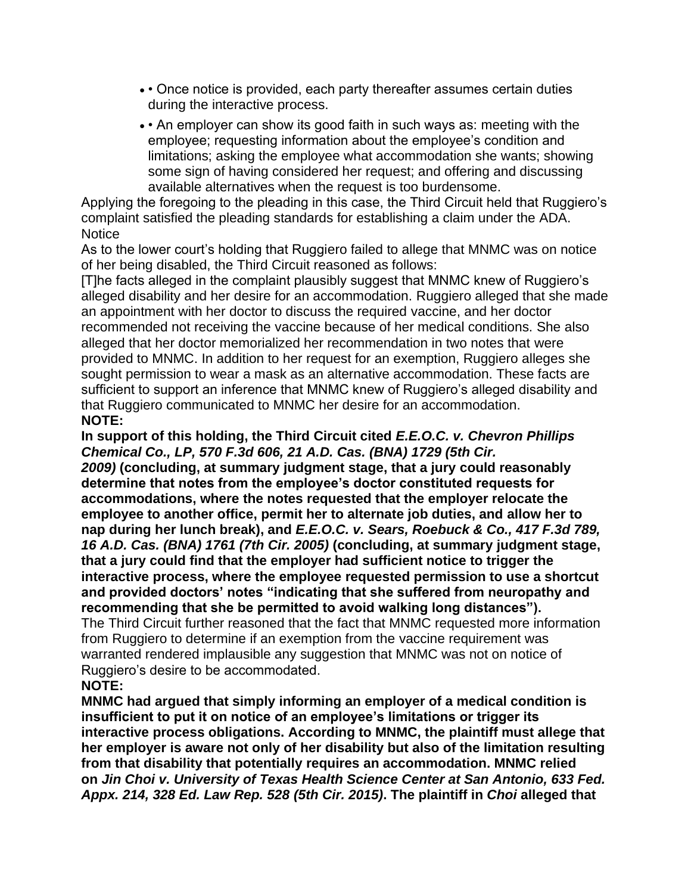- • Once notice is provided, each party thereafter assumes certain duties during the interactive process.
- • An employer can show its good faith in such ways as: meeting with the employee; requesting information about the employee's condition and limitations; asking the employee what accommodation she wants; showing some sign of having considered her request; and offering and discussing available alternatives when the request is too burdensome.

Applying the foregoing to the pleading in this case, the Third Circuit held that Ruggiero's complaint satisfied the pleading standards for establishing a claim under the ADA.

Notice

As to the lower court's holding that Ruggiero failed to allege that MNMC was on notice of her being disabled, the Third Circuit reasoned as follows:

[T]he facts alleged in the complaint plausibly suggest that MNMC knew of Ruggiero's alleged disability and her desire for an accommodation. Ruggiero alleged that she made an appointment with her doctor to discuss the required vaccine, and her doctor recommended not receiving the vaccine because of her medical conditions. She also alleged that her doctor memorialized her recommendation in two notes that were provided to MNMC. In addition to her request for an exemption, Ruggiero alleges she sought permission to wear a mask as an alternative accommodation. These facts are sufficient to support an inference that MNMC knew of Ruggiero's alleged disability and that Ruggiero communicated to MNMC her desire for an accommodation.

**NOTE:**

**In support of this holding, the Third Circuit cited *E.E.O.C. v. Chevron Phillips Chemical Co., LP, 570 F.3d 606, 21 A.D. Cas. (BNA) 1729 (5th Cir. 2009)* (concluding, at summary judgment stage, that a jury could reasonably determine that notes from the employee's doctor constituted requests for accommodations, where the notes requested that the employer relocate the employee to another office, permit her to alternate job duties, and allow her to nap during her lunch break), and *E.E.O.C. v. Sears, Roebuck & Co., 417 F.3d 789, 16 A.D. Cas. (BNA) 1761 (7th Cir. 2005)* (concluding, at summary judgment stage, that a jury could find that the employer had sufficient notice to trigger the interactive process, where the employee requested permission to use a shortcut and provided doctors' notes "indicating that she suffered from neuropathy and recommending that she be permitted to avoid walking long distances").**

The Third Circuit further reasoned that the fact that MNMC requested more information from Ruggiero to determine if an exemption from the vaccine requirement was warranted rendered implausible any suggestion that MNMC was not on notice of Ruggiero's desire to be accommodated.

**NOTE:**

**MNMC had argued that simply informing an employer of a medical condition is insufficient to put it on notice of an employee's limitations or trigger its interactive process obligations. According to MNMC, the plaintiff must allege that her employer is aware not only of her disability but also of the limitation resulting from that disability that potentially requires an accommodation. MNMC relied on *Jin Choi v. University of Texas Health Science Center at San Antonio, 633 Fed. Appx. 214, 328 Ed. Law Rep. 528 (5th Cir. 2015)*. The plaintiff in *Choi* alleged that**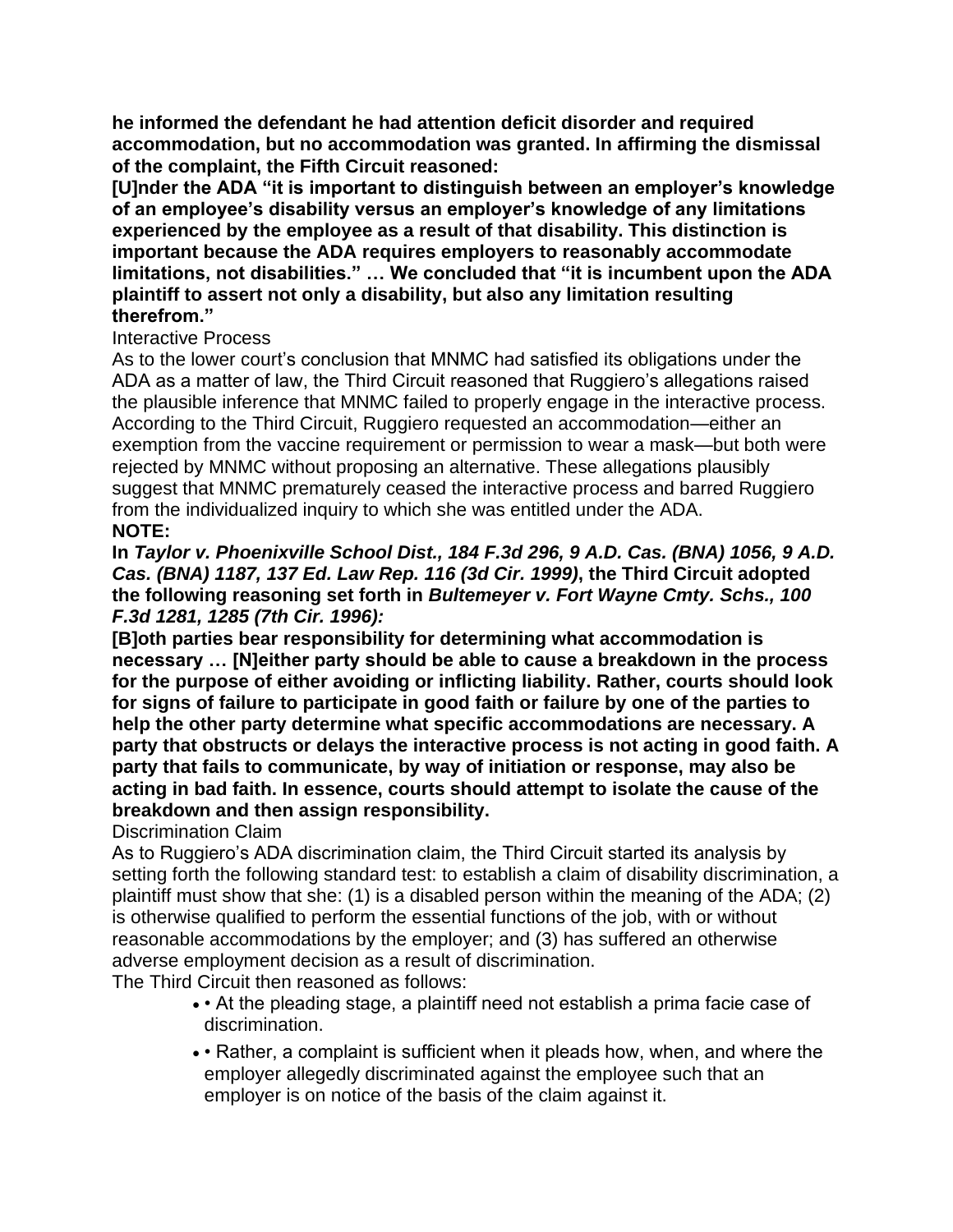**he informed the defendant he had attention deficit disorder and required accommodation, but no accommodation was granted. In affirming the dismissal of the complaint, the Fifth Circuit reasoned:**

**[U]nder the ADA "it is important to distinguish between an employer's knowledge of an employee's disability versus an employer's knowledge of any limitations experienced by the employee as a result of that disability. This distinction is important because the ADA requires employers to reasonably accommodate limitations, not disabilities." … We concluded that "it is incumbent upon the ADA plaintiff to assert not only a disability, but also any limitation resulting therefrom."**

Interactive Process

As to the lower court's conclusion that MNMC had satisfied its obligations under the ADA as a matter of law, the Third Circuit reasoned that Ruggiero's allegations raised the plausible inference that MNMC failed to properly engage in the interactive process. According to the Third Circuit, Ruggiero requested an accommodation—either an exemption from the vaccine requirement or permission to wear a mask—but both were rejected by MNMC without proposing an alternative. These allegations plausibly suggest that MNMC prematurely ceased the interactive process and barred Ruggiero from the individualized inquiry to which she was entitled under the ADA.

**NOTE:**

**In *Taylor v. Phoenixville School Dist., 184 F.3d 296, 9 A.D. Cas. (BNA) 1056, 9 A.D. Cas. (BNA) 1187, 137 Ed. Law Rep. 116 (3d Cir. 1999)*, the Third Circuit adopted the following reasoning set forth in *Bultemeyer v. Fort Wayne Cmty. Schs., 100 F.3d 1281, 1285 (7th Cir. 1996):***

**[B]oth parties bear responsibility for determining what accommodation is necessary … [N]either party should be able to cause a breakdown in the process for the purpose of either avoiding or inflicting liability. Rather, courts should look for signs of failure to participate in good faith or failure by one of the parties to help the other party determine what specific accommodations are necessary. A party that obstructs or delays the interactive process is not acting in good faith. A party that fails to communicate, by way of initiation or response, may also be acting in bad faith. In essence, courts should attempt to isolate the cause of the breakdown and then assign responsibility.**

Discrimination Claim

As to Ruggiero's ADA discrimination claim, the Third Circuit started its analysis by setting forth the following standard test: to establish a claim of disability discrimination, a plaintiff must show that she: (1) is a disabled person within the meaning of the ADA; (2) is otherwise qualified to perform the essential functions of the job, with or without reasonable accommodations by the employer; and (3) has suffered an otherwise adverse employment decision as a result of discrimination.

The Third Circuit then reasoned as follows:

- At the pleading stage, a plaintiff need not establish a prima facie case of discrimination.
- Rather, a complaint is sufficient when it pleads how, when, and where the employer allegedly discriminated against the employee such that an employer is on notice of the basis of the claim against it.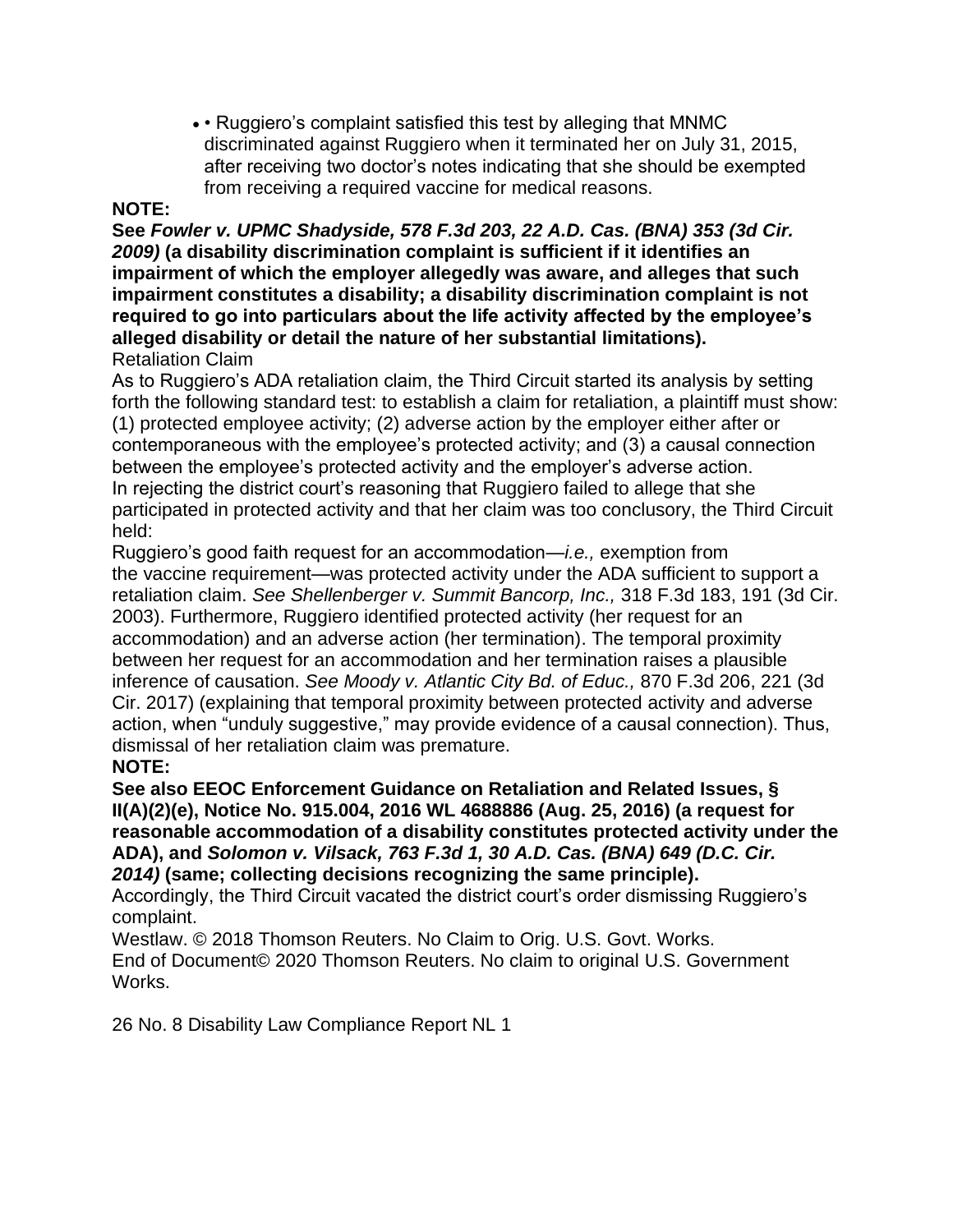- • Ruggiero's complaint satisfied this test by alleging that MNMC discriminated against Ruggiero when it terminated her on July 31, 2015, after receiving two doctor's notes indicating that she should be exempted from receiving a required vaccine for medical reasons.

**NOTE:**

**See *Fowler v. UPMC Shadyside, 578 F.3d 203, 22 A.D. Cas. (BNA) 353 (3d Cir. 2009)* (a disability discrimination complaint is sufficient if it identifies an impairment of which the employer allegedly was aware, and alleges that such impairment constitutes a disability; a disability discrimination complaint is not required to go into particulars about the life activity affected by the employee's alleged disability or detail the nature of her substantial limitations).**

Retaliation Claim

As to Ruggiero's ADA retaliation claim, the Third Circuit started its analysis by setting forth the following standard test: to establish a claim for retaliation, a plaintiff must show: (1) protected employee activity; (2) adverse action by the employer either after or contemporaneous with the employee's protected activity; and (3) a causal connection between the employee's protected activity and the employer's adverse action.

In rejecting the district court's reasoning that Ruggiero failed to allege that she participated in protected activity and that her claim was too conclusory, the Third Circuit held:

Ruggiero's good faith request for an accommodation—*i.e.,* exemption from the vaccine requirement—was protected activity under the ADA sufficient to support a retaliation claim. *See Shellenberger v. Summit Bancorp, Inc.,* 318 F.3d 183, 191 (3d Cir. 2003). Furthermore, Ruggiero identified protected activity (her request for an accommodation) and an adverse action (her termination). The temporal proximity between her request for an accommodation and her termination raises a plausible inference of causation. *See Moody v. Atlantic City Bd. of Educ.,* 870 F.3d 206, 221 (3d Cir. 2017) (explaining that temporal proximity between protected activity and adverse action, when "unduly suggestive," may provide evidence of a causal connection). Thus, dismissal of her retaliation claim was premature.

**NOTE:**

**See also EEOC Enforcement Guidance on Retaliation and Related Issues, § II(A)(2)(e), Notice No. 915.004, 2016 WL 4688886 (Aug. 25, 2016) (a request for reasonable accommodation of a disability constitutes protected activity under the ADA), and *Solomon v. Vilsack, 763 F.3d 1, 30 A.D. Cas. (BNA) 649 (D.C. Cir. 2014)* (same; collecting decisions recognizing the same principle).**

Accordingly, the Third Circuit vacated the district court's order dismissing Ruggiero's complaint.

Westlaw. © 2018 Thomson Reuters. No Claim to Orig. U.S. Govt. Works.

End of Document© 2020 Thomson Reuters. No claim to original U.S. Government Works.

26 No. 8 Disability Law Compliance Report NL 1